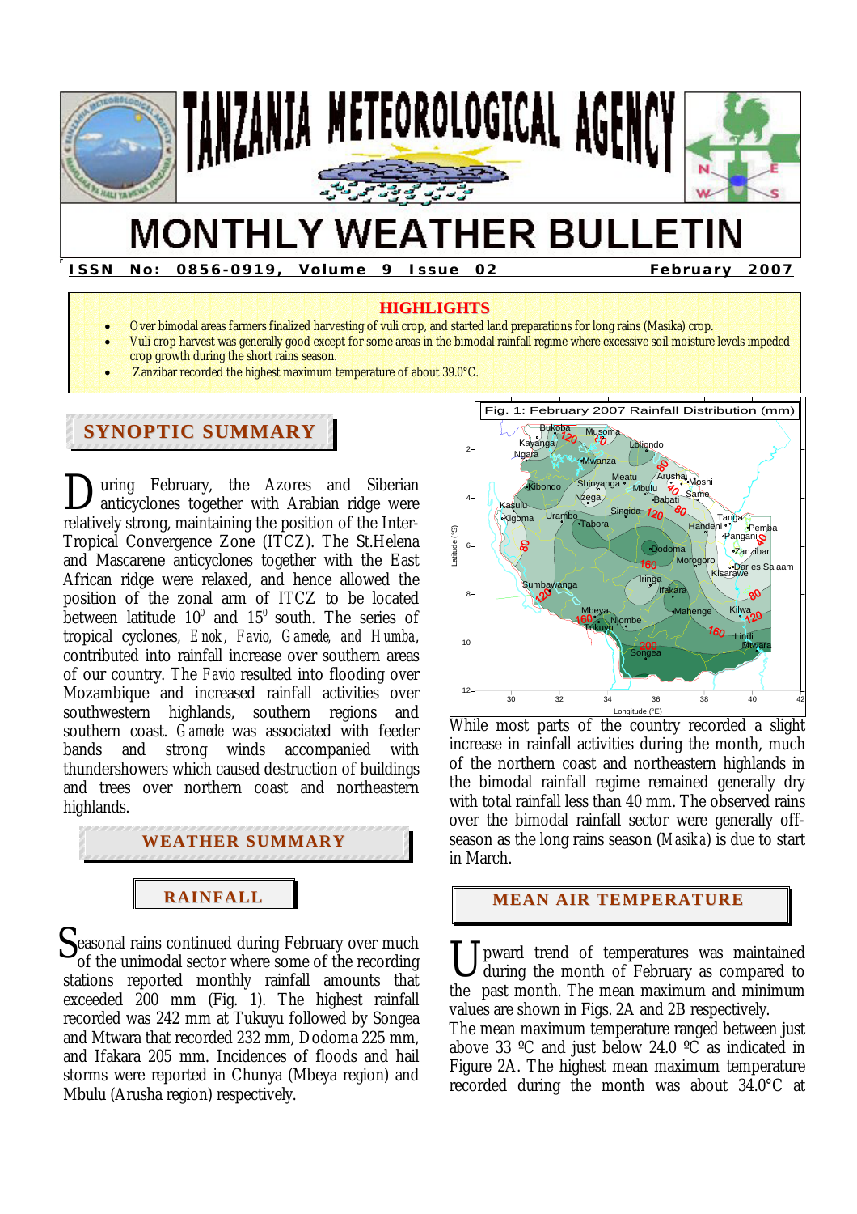# TANZANIA METEOROLOGICAL AGENCY

# MONTHLY WEATHER BULLETIN

**ISSN No: 0856-0919, Volume 9 Issue 02** **February 2007**

**HIGHLIGHTS**

- Over bimodal areas farmers finalized harvesting of vuli crop, and started land preparations for long rains (Masika) crop.
- Vuli crop harvest was generally good except for some areas in the bimodal rainfall regime where excessive soil moisture levels impeded crop growth during the short rains season.
- Zanzibar recorded the highest maximum temperature of about 39.0°C.

## SYNOPTIC SUMMARY

During February, the Azores and Siberian anticyclones together with Arabian ridge were relatively strong, maintaining the position of the Inter-Tropical Convergence Zone (ITCZ). The St.Helena and Mascarene anticyclones together with the East African ridge were relaxed, and hence allowed the position of the zonal arm of ITCZ to be located between latitude $10^0$ and $15^0$ south. The series of tropical cyclones, *Enok, Favio, Gamede, and Humba*, contributed into rainfall increase over southern areas of our country. The *Favio* resulted into flooding over Mozambique and increased rainfall activities over southwestern highlands, southern regions and southern coast. *Gamede* was associated with feeder bands and strong winds accompanied with thundershowers which caused destruction of buildings and trees over northern coast and northeastern highlands.

## WEATHER SUMMARY

### RAINFALL

Seasonal rains continued during February over much of the unimodal sector where some of the recording stations reported monthly rainfall amounts that exceeded 200 mm (Fig. 1). The highest rainfall recorded was 242 mm at Tukuyu followed by Songea and Mtwara that recorded 232 mm, Dodoma 225 mm, and Ifakara 205 mm. Incidences of floods and hail storms were reported in Chunya (Mbeya region) and Mbulu (Arusha region) respectively.

Fig. 1: February 2007 Rainfall Distribution (mm)

While most parts of the country recorded a slight increase in rainfall activities during the month, much of the northern coast and northeastern highlands in the bimodal rainfall regime remained generally dry with total rainfall less than 40 mm. The observed rains over the bimodal rainfall sector were generally off-season as the long rains season (*Masika*) is due to start in March.

### MEAN AIR TEMPERATURE

Upward trend of temperatures was maintained during the month of February as compared to the past month. The mean maximum and minimum values are shown in Figs. 2A and 2B respectively.

The mean maximum temperature ranged between just above 33 ºC and just below 24.0 ºC as indicated in Figure 2A. The highest mean maximum temperature recorded during the month was about 34.0°C at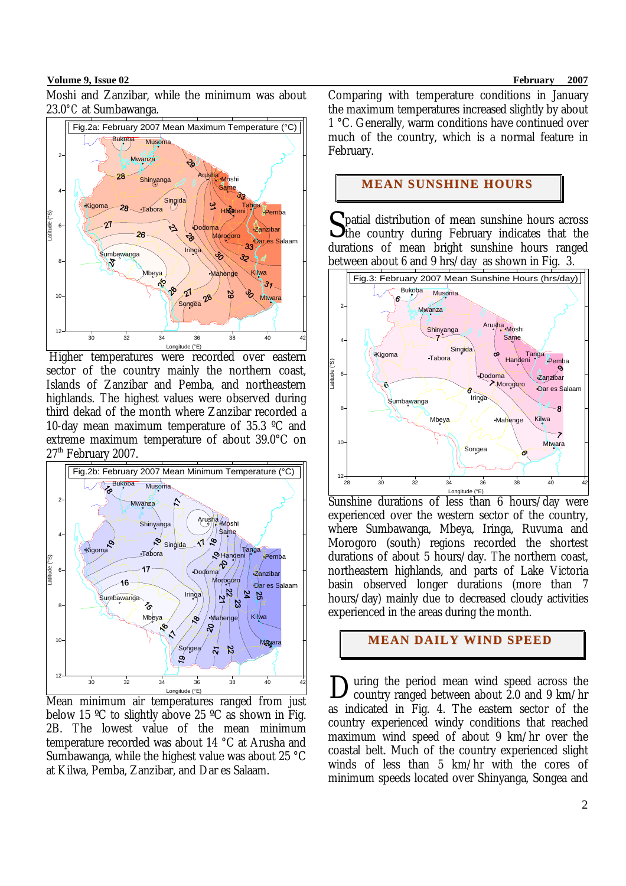Moshi and Zanzibar, while the minimum was about 23.0°C at Sumbawanga.

Fig.2a: February 2007 Mean Maximum Temperature (°C)

Higher temperatures were recorded over eastern sector of the country mainly the northern coast, Islands of Zanzibar and Pemba, and northeastern highlands. The highest values were observed during third dekad of the month where Zanzibar recorded a 10-day mean maximum temperature of 35.3 ºC and extreme maximum temperature of about 39.0°C on 27th February 2007.

Fig.2b: February 2007 Mean Minimum Temperature (°C)

Mean minimum air temperatures ranged from just below 15 ºC to slightly above 25 ºC as shown in Fig. 2B. The lowest value of the mean minimum temperature recorded was about 14 °C at Arusha and Sumbawanga, while the highest value was about 25 °C at Kilwa, Pemba, Zanzibar, and Dar es Salaam.

Comparing with temperature conditions in January the maximum temperatures increased slightly by about 1 °C. Generally, warm conditions have continued over much of the country, which is a normal feature in February.

## MEAN SUNSHINE HOURS

Spatial distribution of mean sunshine hours across the country during February indicates that the durations of mean bright sunshine hours ranged between about 6 and 9 hrs/day as shown in Fig. 3.

Fig.3: February 2007 Mean Sunshine Hours (hrs/day)

Sunshine durations of less than 6 hours/day were experienced over the western sector of the country, where Sumbawanga, Mbeya, Iringa, Ruvuma and Morogoro (south) regions recorded the shortest durations of about 5 hours/day. The northern coast, northeastern highlands, and parts of Lake Victoria basin observed longer durations (more than 7 hours/day) mainly due to decreased cloudy activities experienced in the areas during the month.

## MEAN DAILY WIND SPEED

During the period mean wind speed across the country ranged between about 2.0 and 9 km/hr as indicated in Fig. 4. The eastern sector of the country experienced windy conditions that reached maximum wind speed of about 9 km/hr over the coastal belt. Much of the country experienced slight winds of less than 5 km/hr with the cores of minimum speeds located over Shinyanga, Songea and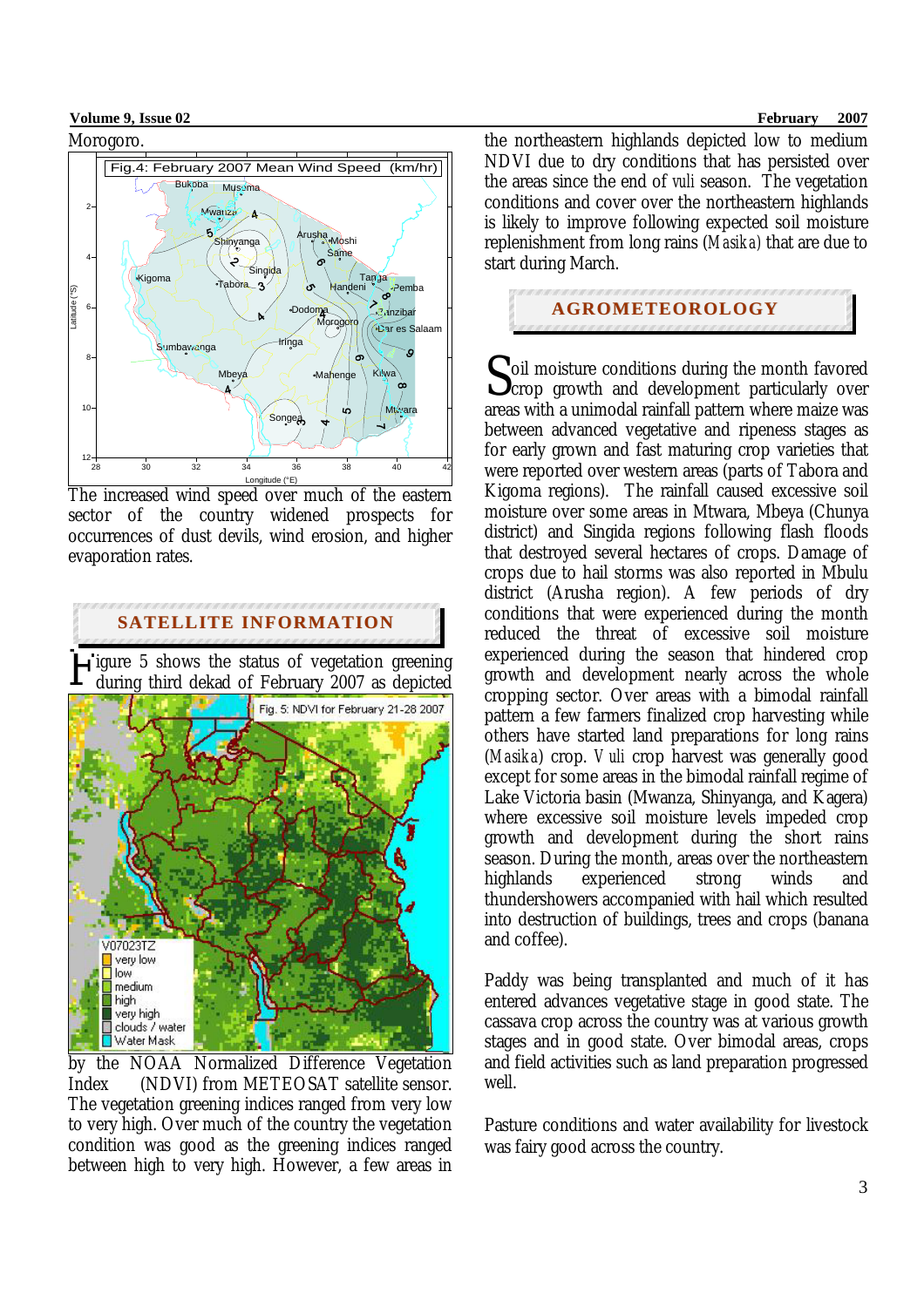Morogoro.

Fig.4: February 2007 Mean Wind Speed (km/hr)

The increased wind speed over much of the eastern sector of the country widened prospects for occurrences of dust devils, wind erosion, and higher evaporation rates.

## SATELLITE INFORMATION

Figure 5 shows the status of vegetation greening during third dekad of February 2007 as depicted

Fig. 5: NDVI for February 21-28 2007

by the NOAA Normalized Difference Vegetation Index (NDVI) from METEOSAT satellite sensor. The vegetation greening indices ranged from very low to very high. Over much of the country the vegetation condition was good as the greening indices ranged between high to very high. However, a few areas in the northeastern highlands depicted low to medium NDVI due to dry conditions that has persisted over the areas since the end of *vuli* season. The vegetation conditions and cover over the northeastern highlands is likely to improve following expected soil moisture replenishment from long rains (*Masika)* that are due to start during March.

## AGROMETEOROLOGY

Soil moisture conditions during the month favored crop growth and development particularly over areas with a unimodal rainfall pattern where maize was between advanced vegetative and ripeness stages as for early grown and fast maturing crop varieties that were reported over western areas (parts of Tabora and Kigoma regions). The rainfall caused excessive soil moisture over some areas in Mtwara, Mbeya (Chunya district) and Singida regions following flash floods that destroyed several hectares of crops. Damage of crops due to hail storms was also reported in Mbulu district (Arusha region). A few periods of dry conditions that were experienced during the month reduced the threat of excessive soil moisture experienced during the season that hindered crop growth and development nearly across the whole cropping sector. Over areas with a bimodal rainfall pattern a few farmers finalized crop harvesting while others have started land preparations for long rains (*Masika*) crop. *Vuli* crop harvest was generally good except for some areas in the bimodal rainfall regime of Lake Victoria basin (Mwanza, Shinyanga, and Kagera) where excessive soil moisture levels impeded crop growth and development during the short rains season. During the month, areas over the northeastern highlands experienced strong winds and thundershowers accompanied with hail which resulted into destruction of buildings, trees and crops (banana and coffee).

Paddy was being transplanted and much of it has entered advances vegetative stage in good state. The cassava crop across the country was at various growth stages and in good state. Over bimodal areas, crops and field activities such as land preparation progressed well.

Pasture conditions and water availability for livestock was fairy good across the country.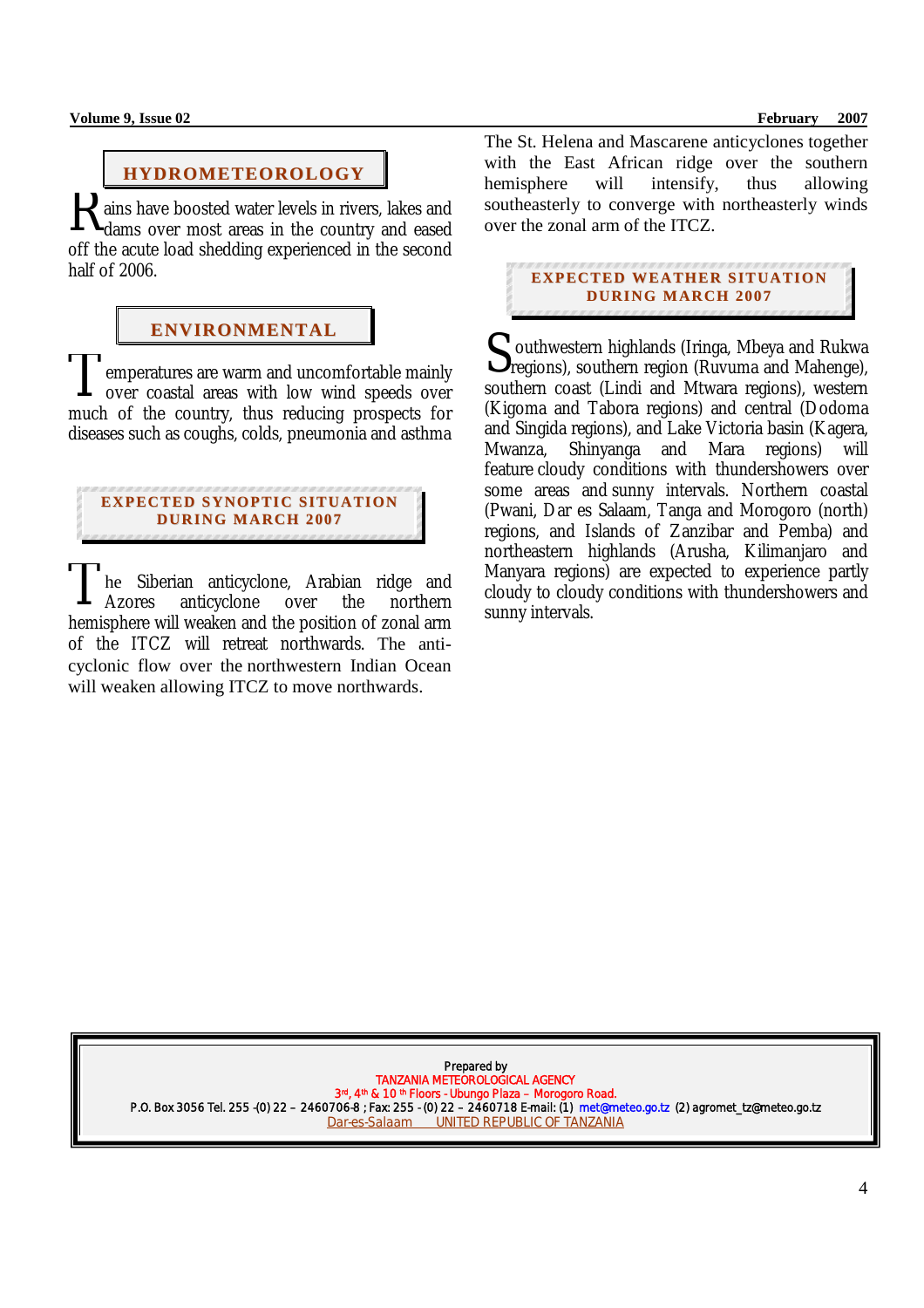## HYDROMETEOROLOGY

Rains have boosted water levels in rivers, lakes and dams over most areas in the country and eased off the acute load shedding experienced in the second half of 2006.

## ENVIRONMENTAL

Temperatures are warm and uncomfortable mainly over coastal areas with low wind speeds over much of the country, thus reducing prospects for diseases such as coughs, colds, pneumonia and asthma

## EXPECTED SYNOPTIC SITUATION DURING MARCH 2007

The Siberian anticyclone, Arabian ridge and Azores anticyclone over the northern hemisphere will weaken and the position of zonal arm of the ITCZ will retreat northwards. The anti-cyclonic flow over the northwestern Indian Ocean will weaken allowing ITCZ to move northwards.

The St. Helena and Mascarene anticyclones together with the East African ridge over the southern hemisphere will intensify, thus allowing southeasterly to converge with northeasterly winds over the zonal arm of the ITCZ.

## EXPECTED WEATHER SITUATION DURING MARCH 2007

Southwestern highlands (Iringa, Mbeya and Rukwa regions), southern region (Ruvuma and Mahenge), southern coast (Lindi and Mtwara regions), western (Kigoma and Tabora regions) and central (Dodoma and Singida regions), and Lake Victoria basin (Kagera, Mwanza, Shinyanga and Mara regions) will feature cloudy conditions with thundershowers over some areas and sunny intervals. Northern coastal (Pwani, Dar es Salaam, Tanga and Morogoro (north) regions, and Islands of Zanzibar and Pemba) and northeastern highlands (Arusha, Kilimanjaro and Manyara regions) are expected to experience partly cloudy to cloudy conditions with thundershowers and sunny intervals.

Prepared by
TANZANIA METEOROLOGICAL AGENCY
3rd, 4th & 10th Floors - Ubungo Plaza – Morogoro Road.
P.O. Box 3056 Tel. 255 -(0) 22 – 2460706-8 ; Fax: 255 - (0) 22 – 2460718 E-mail: (1) met@meteo.go.tz (2) agromet_tz@meteo.go.tz
Dar-es-Salaam UNITED REPUBLIC OF TANZANIA